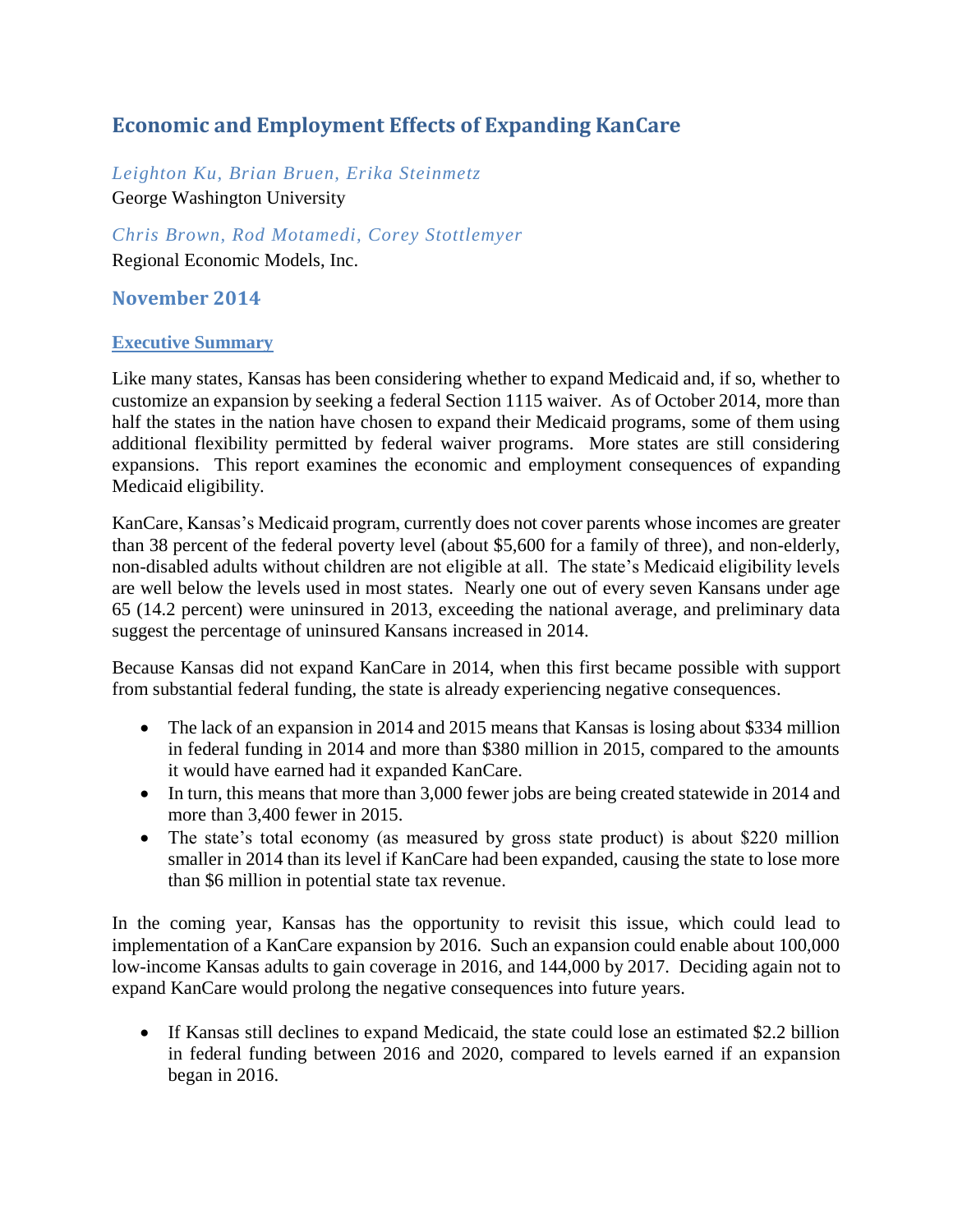# Economic and Employment Effects of Expanding KanCare

*Leighton Ku, Brian Bruen, Erika Steinmetz*
George Washington University

*Chris Brown, Rod Motamedi, Corey Stottlemyer*
Regional Economic Models, Inc.

## November 2014

### Executive Summary

Like many states, Kansas has been considering whether to expand Medicaid and, if so, whether to customize an expansion by seeking a federal Section 1115 waiver. As of October 2014, more than half the states in the nation have chosen to expand their Medicaid programs, some of them using additional flexibility permitted by federal waiver programs. More states are still considering expansions. This report examines the economic and employment consequences of expanding Medicaid eligibility.

KanCare, Kansas's Medicaid program, currently does not cover parents whose incomes are greater than 38 percent of the federal poverty level (about $5,600 for a family of three), and non-elderly, non-disabled adults without children are not eligible at all. The state's Medicaid eligibility levels are well below the levels used in most states. Nearly one out of every seven Kansans under age 65 (14.2 percent) were uninsured in 2013, exceeding the national average, and preliminary data suggest the percentage of uninsured Kansans increased in 2014.

Because Kansas did not expand KanCare in 2014, when this first became possible with support from substantial federal funding, the state is already experiencing negative consequences.

- The lack of an expansion in 2014 and 2015 means that Kansas is losing about $334 million in federal funding in 2014 and more than $380 million in 2015, compared to the amounts it would have earned had it expanded KanCare.
- In turn, this means that more than 3,000 fewer jobs are being created statewide in 2014 and more than 3,400 fewer in 2015.
- The state's total economy (as measured by gross state product) is about $220 million smaller in 2014 than its level if KanCare had been expanded, causing the state to lose more than $6 million in potential state tax revenue.

In the coming year, Kansas has the opportunity to revisit this issue, which could lead to implementation of a KanCare expansion by 2016. Such an expansion could enable about 100,000 low-income Kansas adults to gain coverage in 2016, and 144,000 by 2017. Deciding again not to expand KanCare would prolong the negative consequences into future years.

- If Kansas still declines to expand Medicaid, the state could lose an estimated $2.2 billion in federal funding between 2016 and 2020, compared to levels earned if an expansion began in 2016.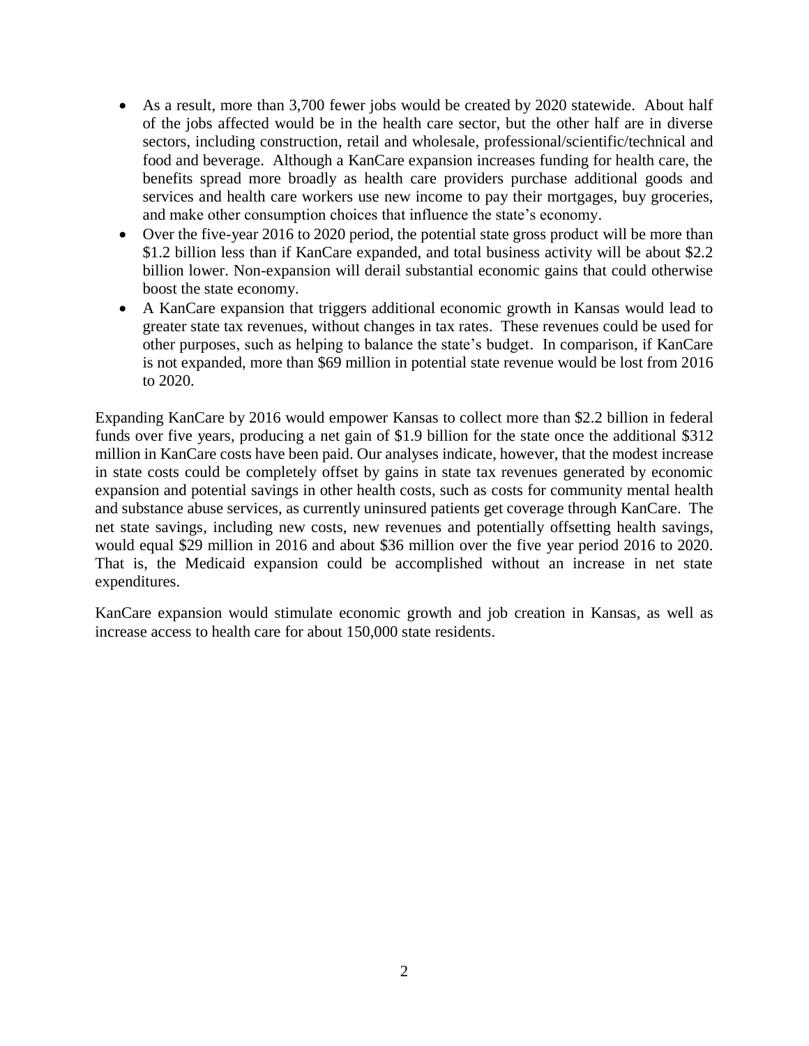- As a result, more than 3,700 fewer jobs would be created by 2020 statewide. About half of the jobs affected would be in the health care sector, but the other half are in diverse sectors, including construction, retail and wholesale, professional/scientific/technical and food and beverage. Although a KanCare expansion increases funding for health care, the benefits spread more broadly as health care providers purchase additional goods and services and health care workers use new income to pay their mortgages, buy groceries, and make other consumption choices that influence the state's economy.
- Over the five-year 2016 to 2020 period, the potential state gross product will be more than \$1.2 billion less than if KanCare expanded, and total business activity will be about \$2.2 billion lower. Non-expansion will derail substantial economic gains that could otherwise boost the state economy.
- A KanCare expansion that triggers additional economic growth in Kansas would lead to greater state tax revenues, without changes in tax rates. These revenues could be used for other purposes, such as helping to balance the state's budget. In comparison, if KanCare is not expanded, more than \$69 million in potential state revenue would be lost from 2016 to 2020.

Expanding KanCare by 2016 would empower Kansas to collect more than \$2.2 billion in federal funds over five years, producing a net gain of \$1.9 billion for the state once the additional \$312 million in KanCare costs have been paid. Our analyses indicate, however, that the modest increase in state costs could be completely offset by gains in state tax revenues generated by economic expansion and potential savings in other health costs, such as costs for community mental health and substance abuse services, as currently uninsured patients get coverage through KanCare. The net state savings, including new costs, new revenues and potentially offsetting health savings, would equal \$29 million in 2016 and about \$36 million over the five year period 2016 to 2020. That is, the Medicaid expansion could be accomplished without an increase in net state expenditures.

KanCare expansion would stimulate economic growth and job creation in Kansas, as well as increase access to health care for about 150,000 state residents.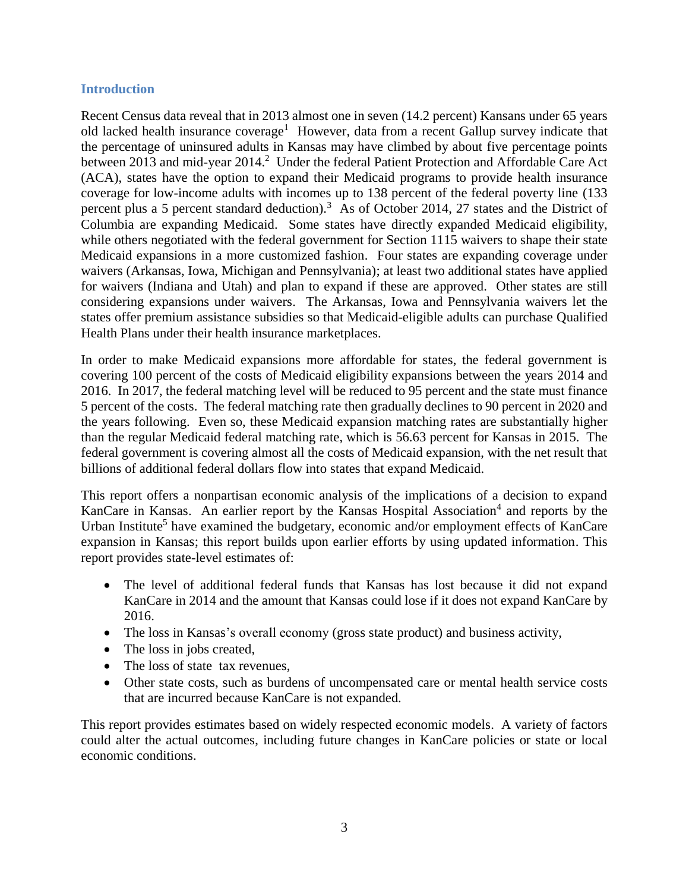## Introduction

Recent Census data reveal that in 2013 almost one in seven (14.2 percent) Kansans under 65 years old lacked health insurance coverage[1] However, data from a recent Gallup survey indicate that the percentage of uninsured adults in Kansas may have climbed by about five percentage points between 2013 and mid-year 2014.[2] Under the federal Patient Protection and Affordable Care Act (ACA), states have the option to expand their Medicaid programs to provide health insurance coverage for low-income adults with incomes up to 138 percent of the federal poverty line (133 percent plus a 5 percent standard deduction).[3] As of October 2014, 27 states and the District of Columbia are expanding Medicaid. Some states have directly expanded Medicaid eligibility, while others negotiated with the federal government for Section 1115 waivers to shape their state Medicaid expansions in a more customized fashion. Four states are expanding coverage under waivers (Arkansas, Iowa, Michigan and Pennsylvania); at least two additional states have applied for waivers (Indiana and Utah) and plan to expand if these are approved. Other states are still considering expansions under waivers. The Arkansas, Iowa and Pennsylvania waivers let the states offer premium assistance subsidies so that Medicaid-eligible adults can purchase Qualified Health Plans under their health insurance marketplaces.

In order to make Medicaid expansions more affordable for states, the federal government is covering 100 percent of the costs of Medicaid eligibility expansions between the years 2014 and 2016. In 2017, the federal matching level will be reduced to 95 percent and the state must finance 5 percent of the costs. The federal matching rate then gradually declines to 90 percent in 2020 and the years following. Even so, these Medicaid expansion matching rates are substantially higher than the regular Medicaid federal matching rate, which is 56.63 percent for Kansas in 2015. The federal government is covering almost all the costs of Medicaid expansion, with the net result that billions of additional federal dollars flow into states that expand Medicaid.

This report offers a nonpartisan economic analysis of the implications of a decision to expand KanCare in Kansas. An earlier report by the Kansas Hospital Association[4] and reports by the Urban Institute[5] have examined the budgetary, economic and/or employment effects of KanCare expansion in Kansas; this report builds upon earlier efforts by using updated information. This report provides state-level estimates of:

- The level of additional federal funds that Kansas has lost because it did not expand KanCare in 2014 and the amount that Kansas could lose if it does not expand KanCare by 2016.
- The loss in Kansas's overall economy (gross state product) and business activity,
- The loss in jobs created,
- The loss of state tax revenues,
- Other state costs, such as burdens of uncompensated care or mental health service costs that are incurred because KanCare is not expanded.

This report provides estimates based on widely respected economic models. A variety of factors could alter the actual outcomes, including future changes in KanCare policies or state or local economic conditions.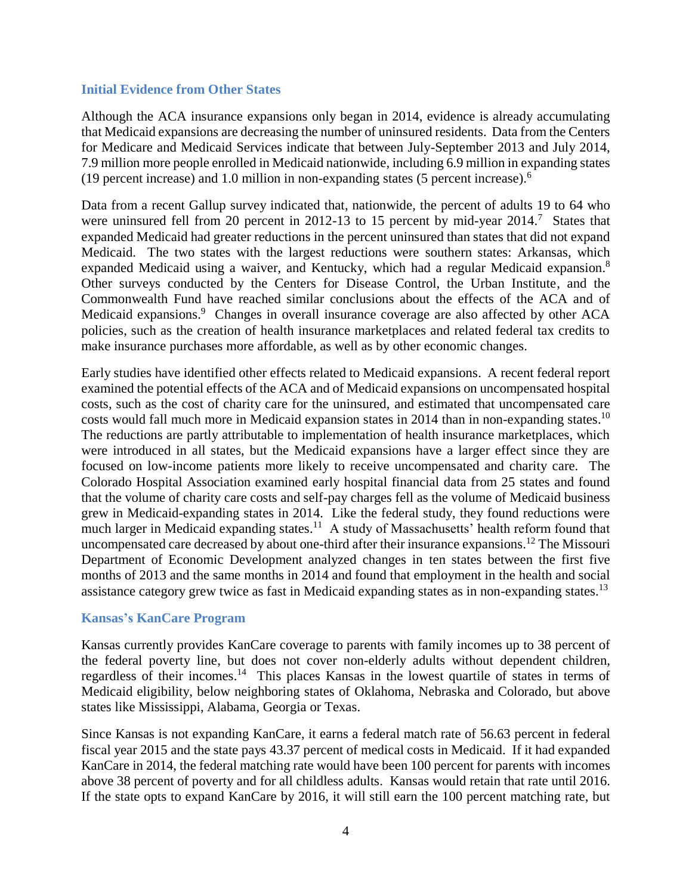### Initial Evidence from Other States

Although the ACA insurance expansions only began in 2014, evidence is already accumulating that Medicaid expansions are decreasing the number of uninsured residents. Data from the Centers for Medicare and Medicaid Services indicate that between July-September 2013 and July 2014, 7.9 million more people enrolled in Medicaid nationwide, including 6.9 million in expanding states (19 percent increase) and 1.0 million in non-expanding states (5 percent increase).[6]

Data from a recent Gallup survey indicated that, nationwide, the percent of adults 19 to 64 who were uninsured fell from 20 percent in 2012-13 to 15 percent by mid-year 2014.[7] States that expanded Medicaid had greater reductions in the percent uninsured than states that did not expand Medicaid. The two states with the largest reductions were southern states: Arkansas, which expanded Medicaid using a waiver, and Kentucky, which had a regular Medicaid expansion.[8] Other surveys conducted by the Centers for Disease Control, the Urban Institute, and the Commonwealth Fund have reached similar conclusions about the effects of the ACA and of Medicaid expansions.[9] Changes in overall insurance coverage are also affected by other ACA policies, such as the creation of health insurance marketplaces and related federal tax credits to make insurance purchases more affordable, as well as by other economic changes.

Early studies have identified other effects related to Medicaid expansions. A recent federal report examined the potential effects of the ACA and of Medicaid expansions on uncompensated hospital costs, such as the cost of charity care for the uninsured, and estimated that uncompensated care costs would fall much more in Medicaid expansion states in 2014 than in non-expanding states.[10] The reductions are partly attributable to implementation of health insurance marketplaces, which were introduced in all states, but the Medicaid expansions have a larger effect since they are focused on low-income patients more likely to receive uncompensated and charity care. The Colorado Hospital Association examined early hospital financial data from 25 states and found that the volume of charity care costs and self-pay charges fell as the volume of Medicaid business grew in Medicaid-expanding states in 2014. Like the federal study, they found reductions were much larger in Medicaid expanding states.[11] A study of Massachusetts' health reform found that uncompensated care decreased by about one-third after their insurance expansions.[12] The Missouri Department of Economic Development analyzed changes in ten states between the first five months of 2013 and the same months in 2014 and found that employment in the health and social assistance category grew twice as fast in Medicaid expanding states as in non-expanding states.[13]

### Kansas's KanCare Program

Kansas currently provides KanCare coverage to parents with family incomes up to 38 percent of the federal poverty line, but does not cover non-elderly adults without dependent children, regardless of their incomes.[14] This places Kansas in the lowest quartile of states in terms of Medicaid eligibility, below neighboring states of Oklahoma, Nebraska and Colorado, but above states like Mississippi, Alabama, Georgia or Texas.

Since Kansas is not expanding KanCare, it earns a federal match rate of 56.63 percent in federal fiscal year 2015 and the state pays 43.37 percent of medical costs in Medicaid. If it had expanded KanCare in 2014, the federal matching rate would have been 100 percent for parents with incomes above 38 percent of poverty and for all childless adults. Kansas would retain that rate until 2016. If the state opts to expand KanCare by 2016, it will still earn the 100 percent matching rate, but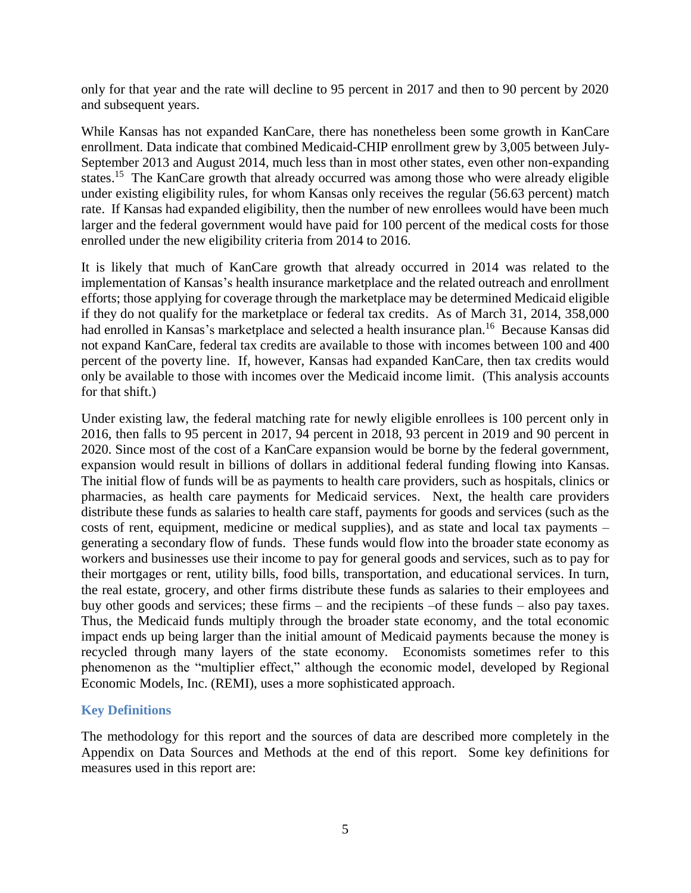only for that year and the rate will decline to 95 percent in 2017 and then to 90 percent by 2020 and subsequent years.

While Kansas has not expanded KanCare, there has nonetheless been some growth in KanCare enrollment. Data indicate that combined Medicaid-CHIP enrollment grew by 3,005 between July-September 2013 and August 2014, much less than in most other states, even other non-expanding states.[15] The KanCare growth that already occurred was among those who were already eligible under existing eligibility rules, for whom Kansas only receives the regular (56.63 percent) match rate. If Kansas had expanded eligibility, then the number of new enrollees would have been much larger and the federal government would have paid for 100 percent of the medical costs for those enrolled under the new eligibility criteria from 2014 to 2016.

It is likely that much of KanCare growth that already occurred in 2014 was related to the implementation of Kansas's health insurance marketplace and the related outreach and enrollment efforts; those applying for coverage through the marketplace may be determined Medicaid eligible if they do not qualify for the marketplace or federal tax credits. As of March 31, 2014, 358,000 had enrolled in Kansas's marketplace and selected a health insurance plan.[16] Because Kansas did not expand KanCare, federal tax credits are available to those with incomes between 100 and 400 percent of the poverty line. If, however, Kansas had expanded KanCare, then tax credits would only be available to those with incomes over the Medicaid income limit. (This analysis accounts for that shift.)

Under existing law, the federal matching rate for newly eligible enrollees is 100 percent only in 2016, then falls to 95 percent in 2017, 94 percent in 2018, 93 percent in 2019 and 90 percent in 2020. Since most of the cost of a KanCare expansion would be borne by the federal government, expansion would result in billions of dollars in additional federal funding flowing into Kansas. The initial flow of funds will be as payments to health care providers, such as hospitals, clinics or pharmacies, as health care payments for Medicaid services. Next, the health care providers distribute these funds as salaries to health care staff, payments for goods and services (such as the costs of rent, equipment, medicine or medical supplies), and as state and local tax payments – generating a secondary flow of funds. These funds would flow into the broader state economy as workers and businesses use their income to pay for general goods and services, such as to pay for their mortgages or rent, utility bills, food bills, transportation, and educational services. In turn, the real estate, grocery, and other firms distribute these funds as salaries to their employees and buy other goods and services; these firms – and the recipients –of these funds – also pay taxes. Thus, the Medicaid funds multiply through the broader state economy, and the total economic impact ends up being larger than the initial amount of Medicaid payments because the money is recycled through many layers of the state economy. Economists sometimes refer to this phenomenon as the "multiplier effect," although the economic model, developed by Regional Economic Models, Inc. (REMI), uses a more sophisticated approach.

### Key Definitions

The methodology for this report and the sources of data are described more completely in the Appendix on Data Sources and Methods at the end of this report. Some key definitions for measures used in this report are: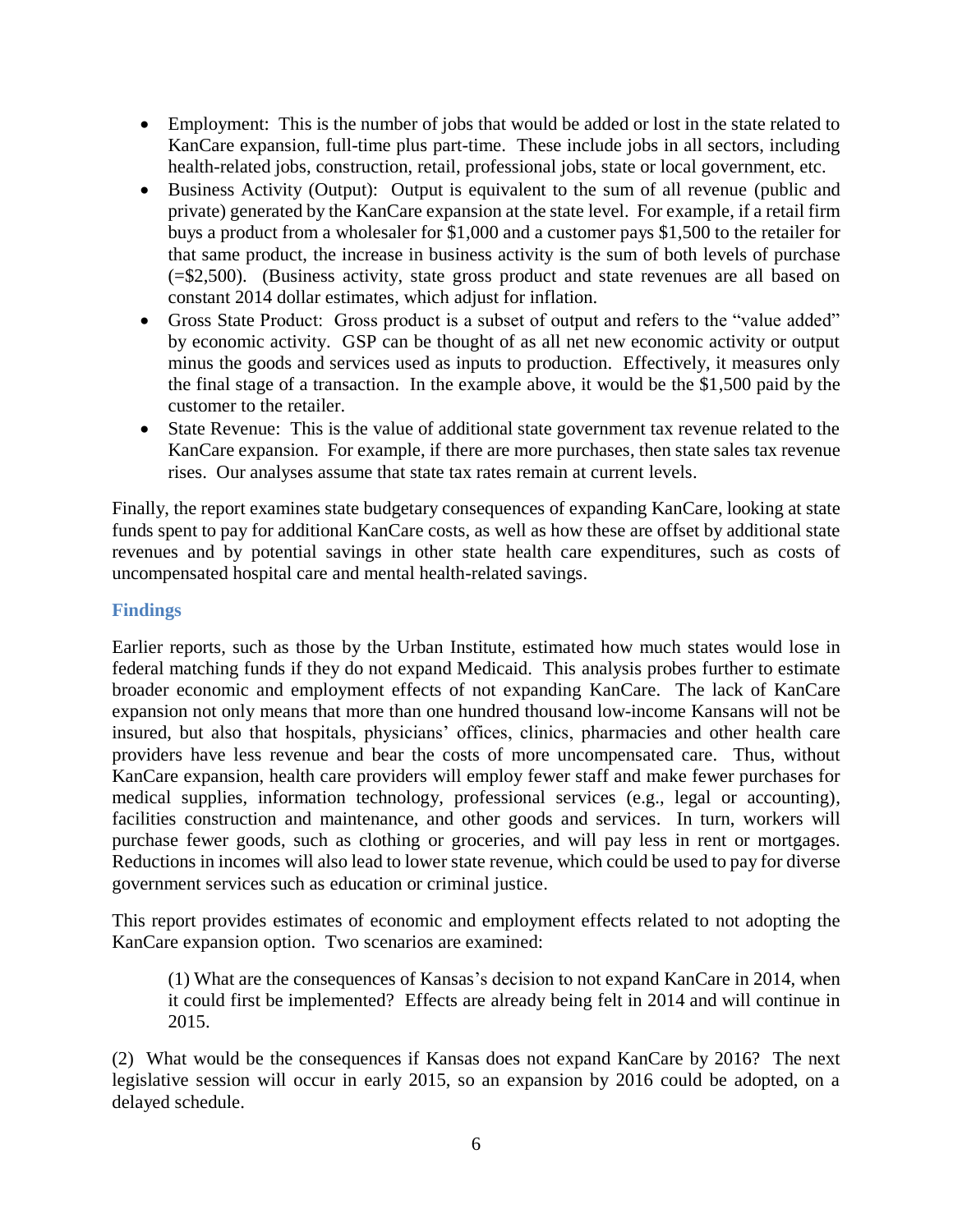- Employment: This is the number of jobs that would be added or lost in the state related to KanCare expansion, full-time plus part-time. These include jobs in all sectors, including health-related jobs, construction, retail, professional jobs, state or local government, etc.
- Business Activity (Output): Output is equivalent to the sum of all revenue (public and private) generated by the KanCare expansion at the state level. For example, if a retail firm buys a product from a wholesaler for $1,000 and a customer pays $1,500 to the retailer for that same product, the increase in business activity is the sum of both levels of purchase (=$2,500). (Business activity, state gross product and state revenues are all based on constant 2014 dollar estimates, which adjust for inflation.
- Gross State Product: Gross product is a subset of output and refers to the "value added" by economic activity. GSP can be thought of as all net new economic activity or output minus the goods and services used as inputs to production. Effectively, it measures only the final stage of a transaction. In the example above, it would be the $1,500 paid by the customer to the retailer.
- State Revenue: This is the value of additional state government tax revenue related to the KanCare expansion. For example, if there are more purchases, then state sales tax revenue rises. Our analyses assume that state tax rates remain at current levels.

Finally, the report examines state budgetary consequences of expanding KanCare, looking at state funds spent to pay for additional KanCare costs, as well as how these are offset by additional state revenues and by potential savings in other state health care expenditures, such as costs of uncompensated hospital care and mental health-related savings.

### Findings

Earlier reports, such as those by the Urban Institute, estimated how much states would lose in federal matching funds if they do not expand Medicaid. This analysis probes further to estimate broader economic and employment effects of not expanding KanCare. The lack of KanCare expansion not only means that more than one hundred thousand low-income Kansans will not be insured, but also that hospitals, physicians' offices, clinics, pharmacies and other health care providers have less revenue and bear the costs of more uncompensated care. Thus, without KanCare expansion, health care providers will employ fewer staff and make fewer purchases for medical supplies, information technology, professional services (e.g., legal or accounting), facilities construction and maintenance, and other goods and services. In turn, workers will purchase fewer goods, such as clothing or groceries, and will pay less in rent or mortgages. Reductions in incomes will also lead to lower state revenue, which could be used to pay for diverse government services such as education or criminal justice.

This report provides estimates of economic and employment effects related to not adopting the KanCare expansion option. Two scenarios are examined:

> (1) What are the consequences of Kansas's decision to not expand KanCare in 2014, when it could first be implemented? Effects are already being felt in 2014 and will continue in 2015.

(2) What would be the consequences if Kansas does not expand KanCare by 2016? The next legislative session will occur in early 2015, so an expansion by 2016 could be adopted, on a delayed schedule.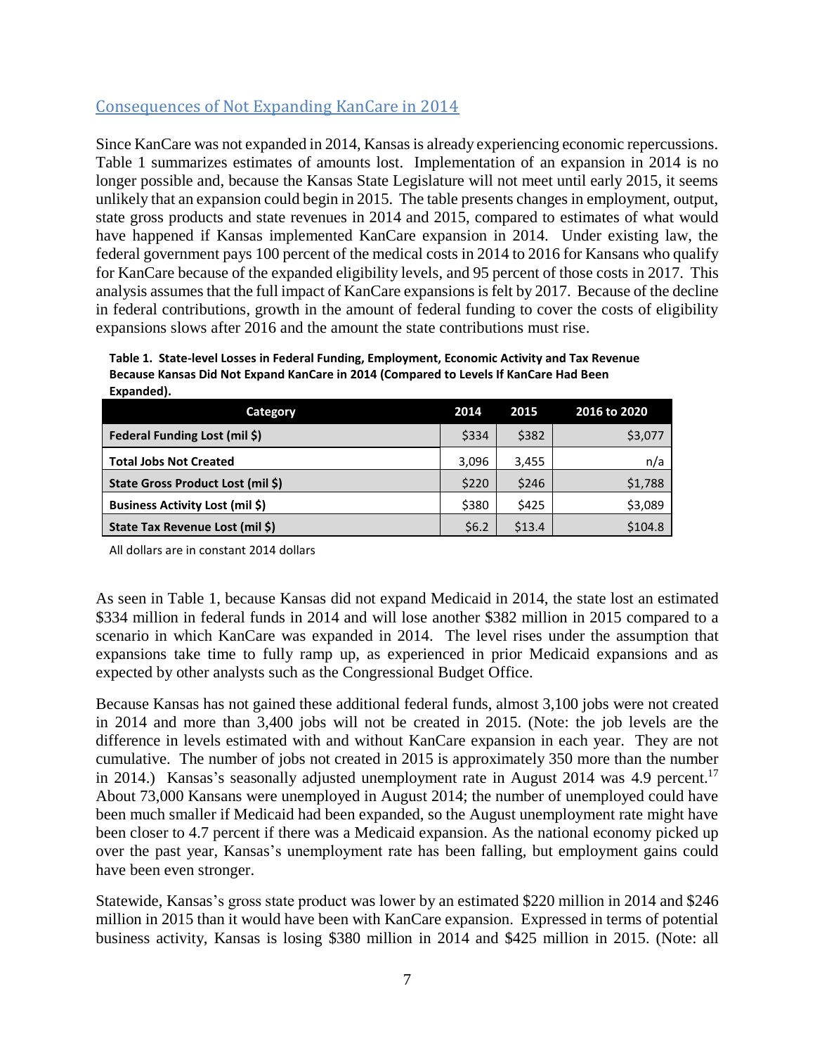## Consequences of Not Expanding KanCare in 2014

Since KanCare was not expanded in 2014, Kansas is already experiencing economic repercussions. Table 1 summarizes estimates of amounts lost. Implementation of an expansion in 2014 is no longer possible and, because the Kansas State Legislature will not meet until early 2015, it seems unlikely that an expansion could begin in 2015. The table presents changes in employment, output, state gross products and state revenues in 2014 and 2015, compared to estimates of what would have happened if Kansas implemented KanCare expansion in 2014. Under existing law, the federal government pays 100 percent of the medical costs in 2014 to 2016 for Kansans who qualify for KanCare because of the expanded eligibility levels, and 95 percent of those costs in 2017. This analysis assumes that the full impact of KanCare expansions is felt by 2017. Because of the decline in federal contributions, growth in the amount of federal funding to cover the costs of eligibility expansions slows after 2016 and the amount the state contributions must rise.

**Table 1. State-level Losses in Federal Funding, Employment, Economic Activity and Tax Revenue Because Kansas Did Not Expand KanCare in 2014 (Compared to Levels If KanCare Had Been Expanded).**

| Category | 2014 | 2015 | 2016 to 2020 |
|---|---|---|---|
| **Federal Funding Lost (mil $)** | $334 | $382 | $3,077 |
| **Total Jobs Not Created** | 3,096 | 3,455 | n/a |
| **State Gross Product Lost (mil $)** | $220 | $246 | $1,788 |
| **Business Activity Lost (mil $)** | $380 | $425 | $3,089 |
| **State Tax Revenue Lost (mil $)** | $6.2 | $13.4 | $104.8 |

All dollars are in constant 2014 dollars

As seen in Table 1, because Kansas did not expand Medicaid in 2014, the state lost an estimated $334 million in federal funds in 2014 and will lose another $382 million in 2015 compared to a scenario in which KanCare was expanded in 2014. The level rises under the assumption that expansions take time to fully ramp up, as experienced in prior Medicaid expansions and as expected by other analysts such as the Congressional Budget Office.

Because Kansas has not gained these additional federal funds, almost 3,100 jobs were not created in 2014 and more than 3,400 jobs will not be created in 2015. (Note: the job levels are the difference in levels estimated with and without KanCare expansion in each year. They are not cumulative. The number of jobs not created in 2015 is approximately 350 more than the number in 2014.) Kansas's seasonally adjusted unemployment rate in August 2014 was 4.9 percent.[17] About 73,000 Kansans were unemployed in August 2014; the number of unemployed could have been much smaller if Medicaid had been expanded, so the August unemployment rate might have been closer to 4.7 percent if there was a Medicaid expansion. As the national economy picked up over the past year, Kansas's unemployment rate has been falling, but employment gains could have been even stronger.

Statewide, Kansas's gross state product was lower by an estimated $220 million in 2014 and $246 million in 2015 than it would have been with KanCare expansion. Expressed in terms of potential business activity, Kansas is losing $380 million in 2014 and $425 million in 2015. (Note: all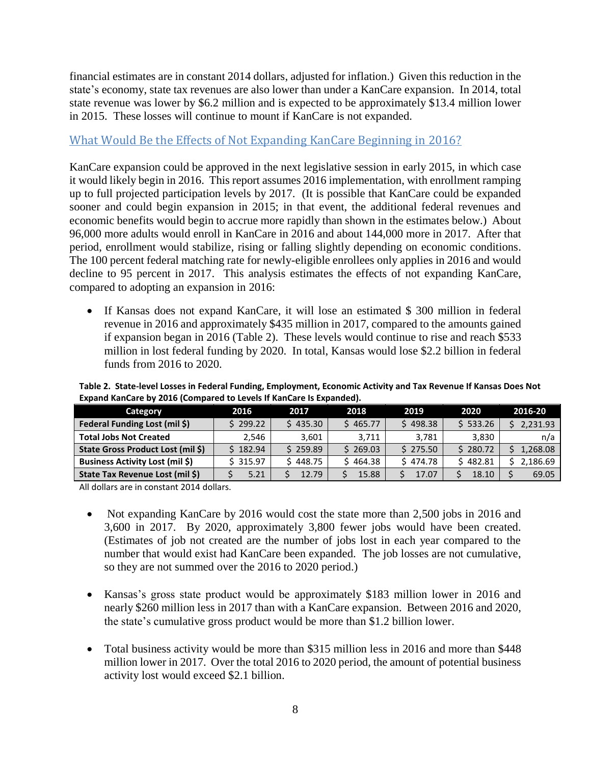financial estimates are in constant 2014 dollars, adjusted for inflation.) Given this reduction in the state's economy, state tax revenues are also lower than under a KanCare expansion. In 2014, total state revenue was lower by $6.2 million and is expected to be approximately $13.4 million lower in 2015. These losses will continue to mount if KanCare is not expanded.

## What Would Be the Effects of Not Expanding KanCare Beginning in 2016?

KanCare expansion could be approved in the next legislative session in early 2015, in which case it would likely begin in 2016. This report assumes 2016 implementation, with enrollment ramping up to full projected participation levels by 2017. (It is possible that KanCare could be expanded sooner and could begin expansion in 2015; in that event, the additional federal revenues and economic benefits would begin to accrue more rapidly than shown in the estimates below.) About 96,000 more adults would enroll in KanCare in 2016 and about 144,000 more in 2017. After that period, enrollment would stabilize, rising or falling slightly depending on economic conditions. The 100 percent federal matching rate for newly-eligible enrollees only applies in 2016 and would decline to 95 percent in 2017. This analysis estimates the effects of not expanding KanCare, compared to adopting an expansion in 2016:

- If Kansas does not expand KanCare, it will lose an estimated $ 300 million in federal revenue in 2016 and approximately $435 million in 2017, compared to the amounts gained if expansion began in 2016 (Table 2). These levels would continue to rise and reach $533 million in lost federal funding by 2020. In total, Kansas would lose $2.2 billion in federal funds from 2016 to 2020.

**Table 2. State-level Losses in Federal Funding, Employment, Economic Activity and Tax Revenue If Kansas Does Not Expand KanCare by 2016 (Compared to Levels If KanCare Is Expanded).**

| Category | 2016 | 2017 | 2018 | 2019 | 2020 | 2016-20 |
|---|---|---|---|---|---|---|
| Federal Funding Lost (mil $) | $ 299.22 | $ 435.30 | $ 465.77 | $ 498.38 | $ 533.26 | $ 2,231.93 |
| Total Jobs Not Created | 2,546 | 3,601 | 3,711 | 3,781 | 3,830 | n/a |
| State Gross Product Lost (mil $) | $ 182.94 | $ 259.89 | $ 269.03 | $ 275.50 | $ 280.72 | $ 1,268.08 |
| Business Activity Lost (mil $) | $ 315.97 | $ 448.75 | $ 464.38 | $ 474.78 | $ 482.81 | $ 2,186.69 |
| State Tax Revenue Lost (mil $) | $ 5.21 | $ 12.79 | $ 15.88 | $ 17.07 | $ 18.10 | $ 69.05 |

All dollars are in constant 2014 dollars.

- Not expanding KanCare by 2016 would cost the state more than 2,500 jobs in 2016 and 3,600 in 2017. By 2020, approximately 3,800 fewer jobs would have been created. (Estimates of job not created are the number of jobs lost in each year compared to the number that would exist had KanCare been expanded. The job losses are not cumulative, so they are not summed over the 2016 to 2020 period.)

- Kansas's gross state product would be approximately $183 million lower in 2016 and nearly $260 million less in 2017 than with a KanCare expansion. Between 2016 and 2020, the state's cumulative gross product would be more than $1.2 billion lower.

- Total business activity would be more than $315 million less in 2016 and more than $448 million lower in 2017. Over the total 2016 to 2020 period, the amount of potential business activity lost would exceed $2.1 billion.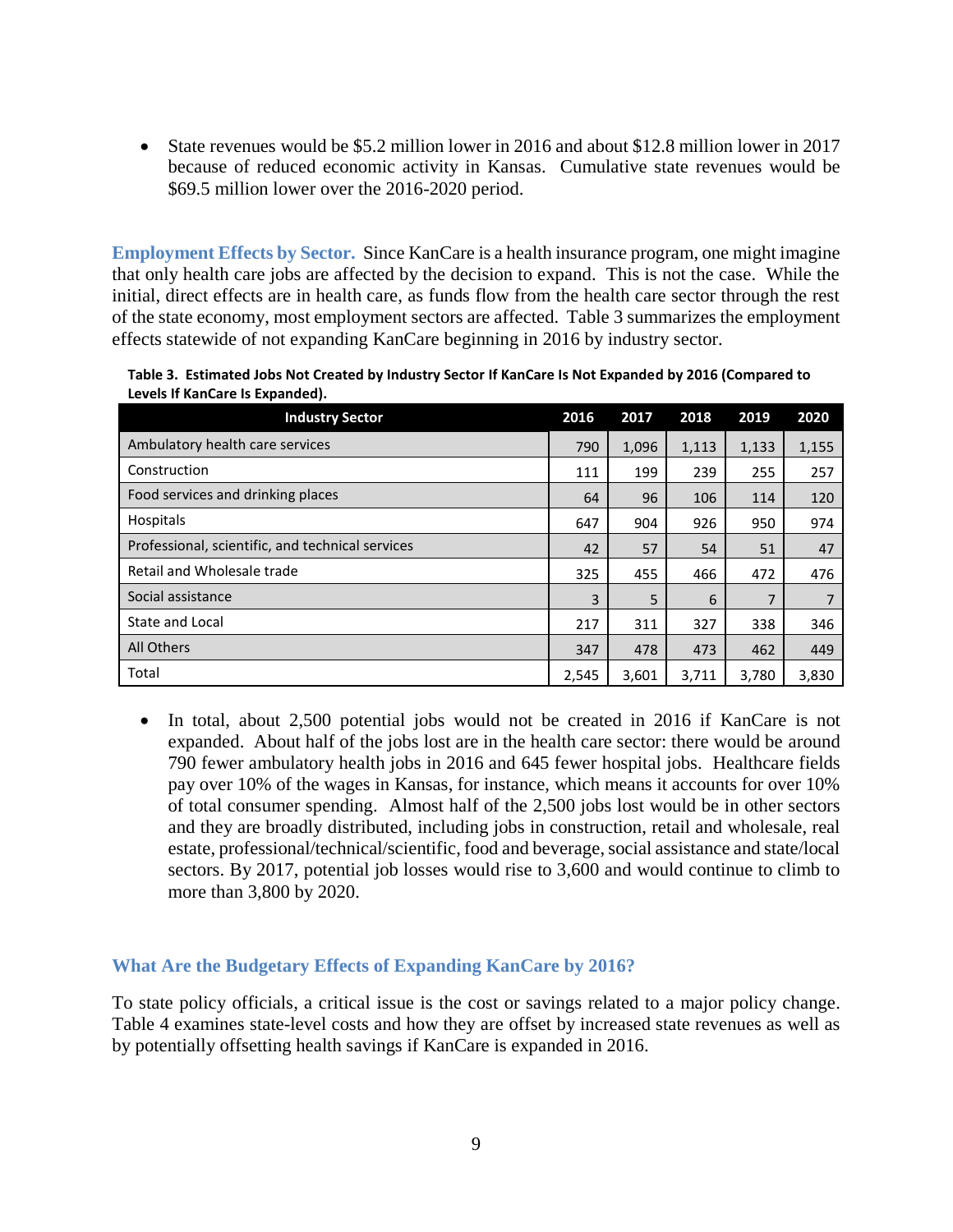- State revenues would be $5.2 million lower in 2016 and about $12.8 million lower in 2017 because of reduced economic activity in Kansas. Cumulative state revenues would be $69.5 million lower over the 2016-2020 period.

**Employment Effects by Sector.** Since KanCare is a health insurance program, one might imagine that only health care jobs are affected by the decision to expand. This is not the case. While the initial, direct effects are in health care, as funds flow from the health care sector through the rest of the state economy, most employment sectors are affected. Table 3 summarizes the employment effects statewide of not expanding KanCare beginning in 2016 by industry sector.

**Table 3. Estimated Jobs Not Created by Industry Sector If KanCare Is Not Expanded by 2016 (Compared to Levels If KanCare Is Expanded).**

| Industry Sector | 2016 | 2017 | 2018 | 2019 | 2020 |
|---|---|---|---|---|---|
| Ambulatory health care services | 790 | 1,096 | 1,113 | 1,133 | 1,155 |
| Construction | 111 | 199 | 239 | 255 | 257 |
| Food services and drinking places | 64 | 96 | 106 | 114 | 120 |
| Hospitals | 647 | 904 | 926 | 950 | 974 |
| Professional, scientific, and technical services | 42 | 57 | 54 | 51 | 47 |
| Retail and Wholesale trade | 325 | 455 | 466 | 472 | 476 |
| Social assistance | 3 | 5 | 6 | 7 | 7 |
| State and Local | 217 | 311 | 327 | 338 | 346 |
| All Others | 347 | 478 | 473 | 462 | 449 |
| Total | 2,545 | 3,601 | 3,711 | 3,780 | 3,830 |

- In total, about 2,500 potential jobs would not be created in 2016 if KanCare is not expanded. About half of the jobs lost are in the health care sector: there would be around 790 fewer ambulatory health jobs in 2016 and 645 fewer hospital jobs. Healthcare fields pay over 10% of the wages in Kansas, for instance, which means it accounts for over 10% of total consumer spending. Almost half of the 2,500 jobs lost would be in other sectors and they are broadly distributed, including jobs in construction, retail and wholesale, real estate, professional/technical/scientific, food and beverage, social assistance and state/local sectors. By 2017, potential job losses would rise to 3,600 and would continue to climb to more than 3,800 by 2020.

## What Are the Budgetary Effects of Expanding KanCare by 2016?

To state policy officials, a critical issue is the cost or savings related to a major policy change. Table 4 examines state-level costs and how they are offset by increased state revenues as well as by potentially offsetting health savings if KanCare is expanded in 2016.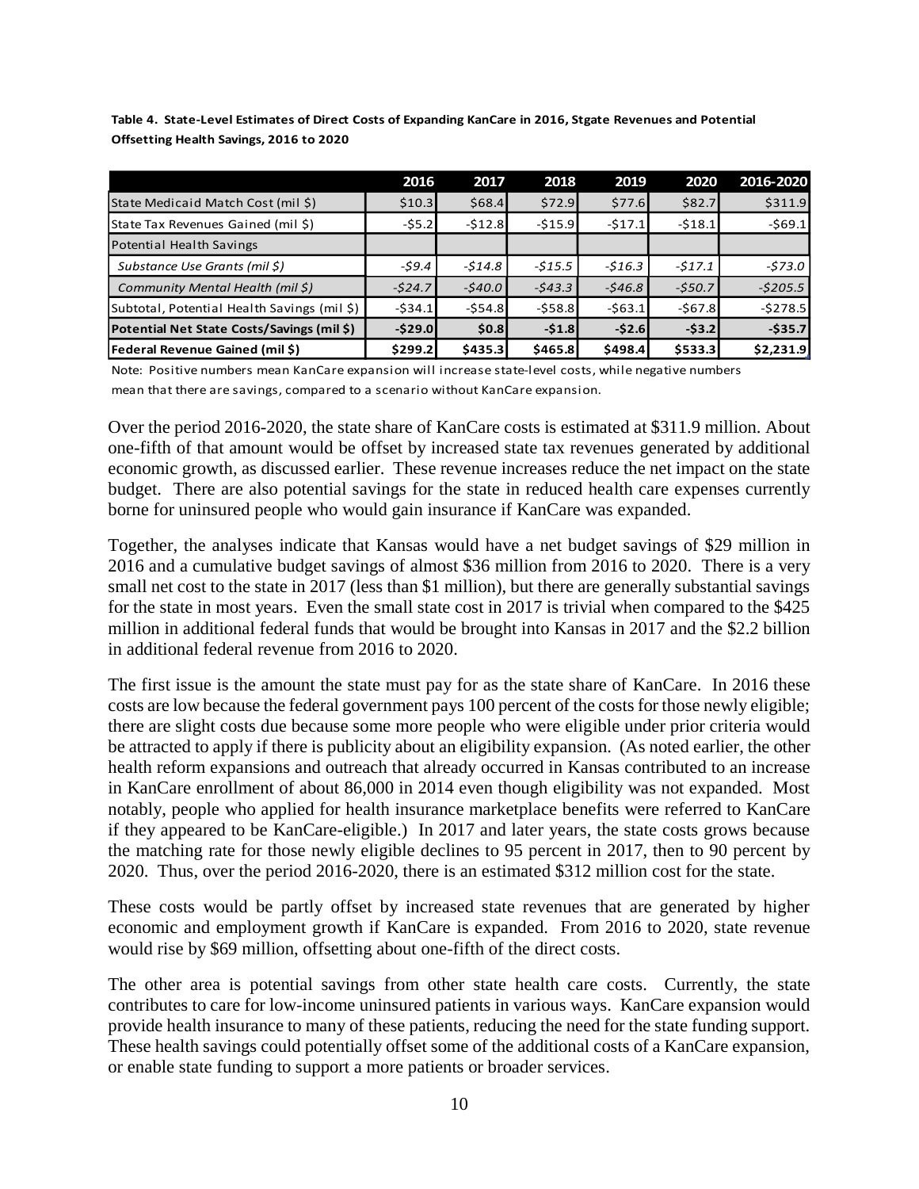**Table 4. State-Level Estimates of Direct Costs of Expanding KanCare in 2016, Stgate Revenues and Potential Offsetting Health Savings, 2016 to 2020**

| | 2016 | 2017 | 2018 | 2019 | 2020 | 2016-2020 |
|---|---|---|---|---|---|---|
| State Medicaid Match Cost (mil $) | $10.3 | $68.4 | $72.9 | $77.6 | $82.7 | $311.9 |
| State Tax Revenues Gained (mil $) | -$5.2 | -$12.8 | -$15.9 | -$17.1 | -$18.1 | -$69.1 |
| Potential Health Savings | | | | | | |
| *Substance Use Grants (mil $)* | *-$9.4* | *-$14.8* | *-$15.5* | *-$16.3* | *-$17.1* | *-$73.0* |
| *Community Mental Health (mil $)* | *-$24.7* | *-$40.0* | *-$43.3* | *-$46.8* | *-$50.7* | *-$205.5* |
| Subtotal, Potential Health Savings (mil $) | -$34.1 | -$54.8 | -$58.8 | -$63.1 | -$67.8 | -$278.5 |
| **Potential Net State Costs/Savings (mil $)** | **-$29.0** | **$0.8** | **-$1.8** | **-$2.6** | **-$3.2** | **-$35.7** |
| **Federal Revenue Gained (mil $)** | **$299.2** | **$435.3** | **$465.8** | **$498.4** | **$533.3** | **$2,231.9** |

Note: Positive numbers mean KanCare expansion will increase state-level costs, while negative numbers mean that there are savings, compared to a scenario without KanCare expansion.

Over the period 2016-2020, the state share of KanCare costs is estimated at $311.9 million. About one-fifth of that amount would be offset by increased state tax revenues generated by additional economic growth, as discussed earlier. These revenue increases reduce the net impact on the state budget. There are also potential savings for the state in reduced health care expenses currently borne for uninsured people who would gain insurance if KanCare was expanded.

Together, the analyses indicate that Kansas would have a net budget savings of $29 million in 2016 and a cumulative budget savings of almost $36 million from 2016 to 2020. There is a very small net cost to the state in 2017 (less than $1 million), but there are generally substantial savings for the state in most years. Even the small state cost in 2017 is trivial when compared to the $425 million in additional federal funds that would be brought into Kansas in 2017 and the $2.2 billion in additional federal revenue from 2016 to 2020.

The first issue is the amount the state must pay for as the state share of KanCare. In 2016 these costs are low because the federal government pays 100 percent of the costs for those newly eligible; there are slight costs due because some more people who were eligible under prior criteria would be attracted to apply if there is publicity about an eligibility expansion. (As noted earlier, the other health reform expansions and outreach that already occurred in Kansas contributed to an increase in KanCare enrollment of about 86,000 in 2014 even though eligibility was not expanded. Most notably, people who applied for health insurance marketplace benefits were referred to KanCare if they appeared to be KanCare-eligible.) In 2017 and later years, the state costs grows because the matching rate for those newly eligible declines to 95 percent in 2017, then to 90 percent by 2020. Thus, over the period 2016-2020, there is an estimated $312 million cost for the state.

These costs would be partly offset by increased state revenues that are generated by higher economic and employment growth if KanCare is expanded. From 2016 to 2020, state revenue would rise by $69 million, offsetting about one-fifth of the direct costs.

The other area is potential savings from other state health care costs. Currently, the state contributes to care for low-income uninsured patients in various ways. KanCare expansion would provide health insurance to many of these patients, reducing the need for the state funding support. These health savings could potentially offset some of the additional costs of a KanCare expansion, or enable state funding to support a more patients or broader services.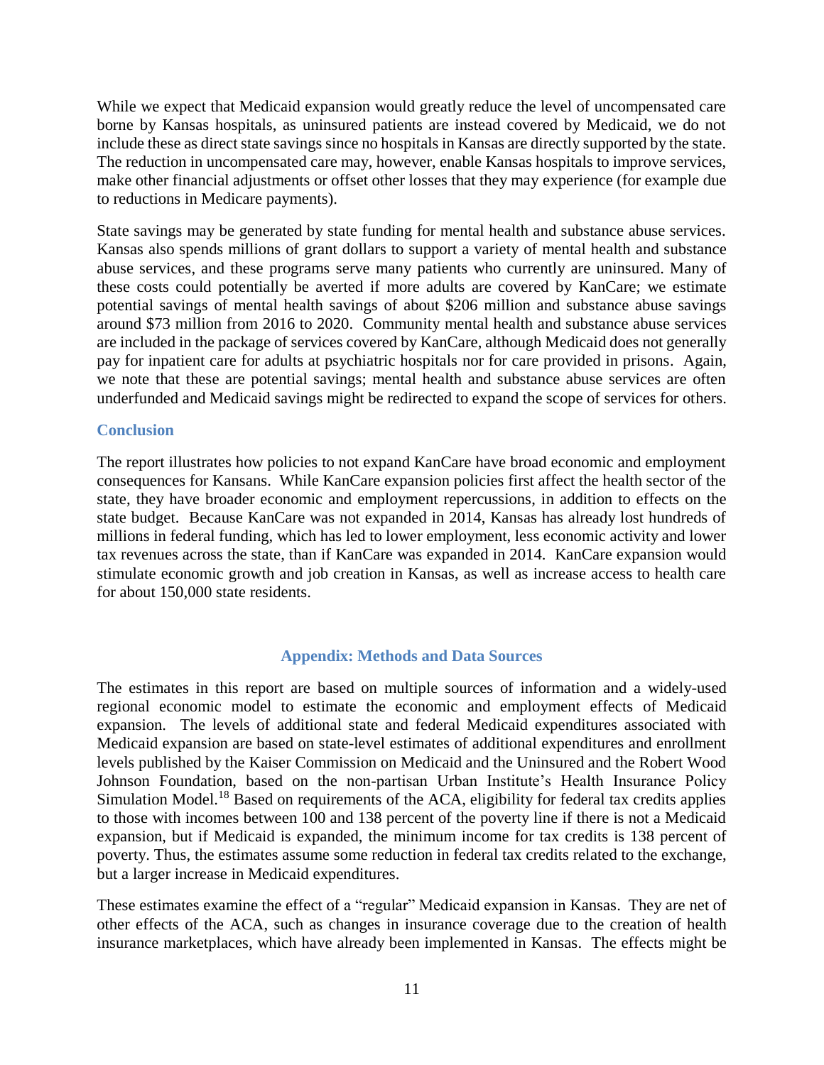While we expect that Medicaid expansion would greatly reduce the level of uncompensated care borne by Kansas hospitals, as uninsured patients are instead covered by Medicaid, we do not include these as direct state savings since no hospitals in Kansas are directly supported by the state. The reduction in uncompensated care may, however, enable Kansas hospitals to improve services, make other financial adjustments or offset other losses that they may experience (for example due to reductions in Medicare payments).

State savings may be generated by state funding for mental health and substance abuse services. Kansas also spends millions of grant dollars to support a variety of mental health and substance abuse services, and these programs serve many patients who currently are uninsured. Many of these costs could potentially be averted if more adults are covered by KanCare; we estimate potential savings of mental health savings of about $206 million and substance abuse savings around $73 million from 2016 to 2020. Community mental health and substance abuse services are included in the package of services covered by KanCare, although Medicaid does not generally pay for inpatient care for adults at psychiatric hospitals nor for care provided in prisons. Again, we note that these are potential savings; mental health and substance abuse services are often underfunded and Medicaid savings might be redirected to expand the scope of services for others.

### Conclusion

The report illustrates how policies to not expand KanCare have broad economic and employment consequences for Kansans. While KanCare expansion policies first affect the health sector of the state, they have broader economic and employment repercussions, in addition to effects on the state budget. Because KanCare was not expanded in 2014, Kansas has already lost hundreds of millions in federal funding, which has led to lower employment, less economic activity and lower tax revenues across the state, than if KanCare was expanded in 2014. KanCare expansion would stimulate economic growth and job creation in Kansas, as well as increase access to health care for about 150,000 state residents.

## Appendix: Methods and Data Sources

The estimates in this report are based on multiple sources of information and a widely-used regional economic model to estimate the economic and employment effects of Medicaid expansion. The levels of additional state and federal Medicaid expenditures associated with Medicaid expansion are based on state-level estimates of additional expenditures and enrollment levels published by the Kaiser Commission on Medicaid and the Uninsured and the Robert Wood Johnson Foundation, based on the non-partisan Urban Institute's Health Insurance Policy Simulation Model.[18] Based on requirements of the ACA, eligibility for federal tax credits applies to those with incomes between 100 and 138 percent of the poverty line if there is not a Medicaid expansion, but if Medicaid is expanded, the minimum income for tax credits is 138 percent of poverty. Thus, the estimates assume some reduction in federal tax credits related to the exchange, but a larger increase in Medicaid expenditures.

These estimates examine the effect of a "regular" Medicaid expansion in Kansas. They are net of other effects of the ACA, such as changes in insurance coverage due to the creation of health insurance marketplaces, which have already been implemented in Kansas. The effects might be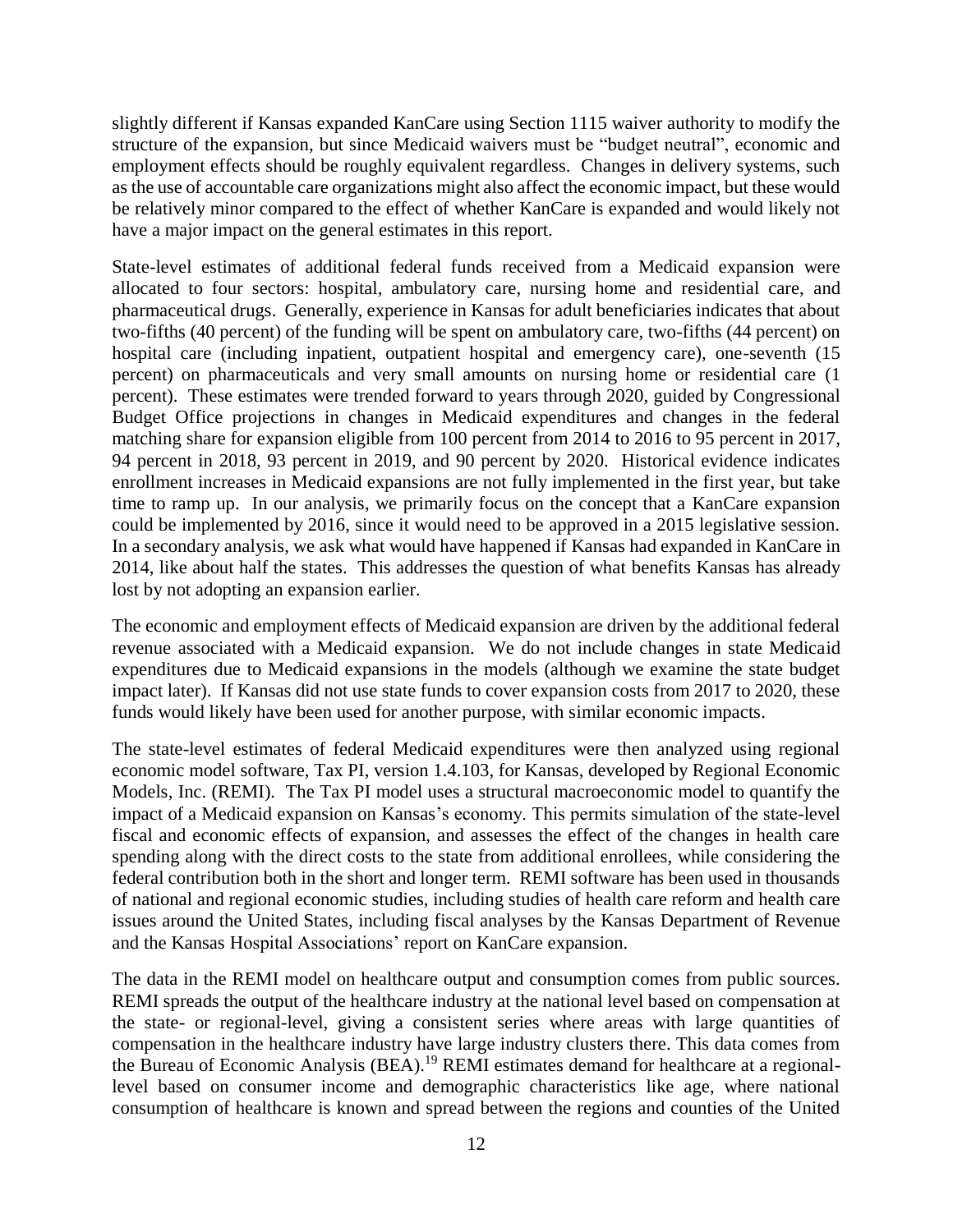slightly different if Kansas expanded KanCare using Section 1115 waiver authority to modify the structure of the expansion, but since Medicaid waivers must be "budget neutral", economic and employment effects should be roughly equivalent regardless. Changes in delivery systems, such as the use of accountable care organizations might also affect the economic impact, but these would be relatively minor compared to the effect of whether KanCare is expanded and would likely not have a major impact on the general estimates in this report.

State-level estimates of additional federal funds received from a Medicaid expansion were allocated to four sectors: hospital, ambulatory care, nursing home and residential care, and pharmaceutical drugs. Generally, experience in Kansas for adult beneficiaries indicates that about two-fifths (40 percent) of the funding will be spent on ambulatory care, two-fifths (44 percent) on hospital care (including inpatient, outpatient hospital and emergency care), one-seventh (15 percent) on pharmaceuticals and very small amounts on nursing home or residential care (1 percent). These estimates were trended forward to years through 2020, guided by Congressional Budget Office projections in changes in Medicaid expenditures and changes in the federal matching share for expansion eligible from 100 percent from 2014 to 2016 to 95 percent in 2017, 94 percent in 2018, 93 percent in 2019, and 90 percent by 2020. Historical evidence indicates enrollment increases in Medicaid expansions are not fully implemented in the first year, but take time to ramp up. In our analysis, we primarily focus on the concept that a KanCare expansion could be implemented by 2016, since it would need to be approved in a 2015 legislative session. In a secondary analysis, we ask what would have happened if Kansas had expanded in KanCare in 2014, like about half the states. This addresses the question of what benefits Kansas has already lost by not adopting an expansion earlier.

The economic and employment effects of Medicaid expansion are driven by the additional federal revenue associated with a Medicaid expansion. We do not include changes in state Medicaid expenditures due to Medicaid expansions in the models (although we examine the state budget impact later). If Kansas did not use state funds to cover expansion costs from 2017 to 2020, these funds would likely have been used for another purpose, with similar economic impacts.

The state-level estimates of federal Medicaid expenditures were then analyzed using regional economic model software, Tax PI, version 1.4.103, for Kansas, developed by Regional Economic Models, Inc. (REMI). The Tax PI model uses a structural macroeconomic model to quantify the impact of a Medicaid expansion on Kansas's economy. This permits simulation of the state-level fiscal and economic effects of expansion, and assesses the effect of the changes in health care spending along with the direct costs to the state from additional enrollees, while considering the federal contribution both in the short and longer term. REMI software has been used in thousands of national and regional economic studies, including studies of health care reform and health care issues around the United States, including fiscal analyses by the Kansas Department of Revenue and the Kansas Hospital Associations' report on KanCare expansion.

The data in the REMI model on healthcare output and consumption comes from public sources. REMI spreads the output of the healthcare industry at the national level based on compensation at the state- or regional-level, giving a consistent series where areas with large quantities of compensation in the healthcare industry have large industry clusters there. This data comes from the Bureau of Economic Analysis (BEA).[19] REMI estimates demand for healthcare at a regional-level based on consumer income and demographic characteristics like age, where national consumption of healthcare is known and spread between the regions and counties of the United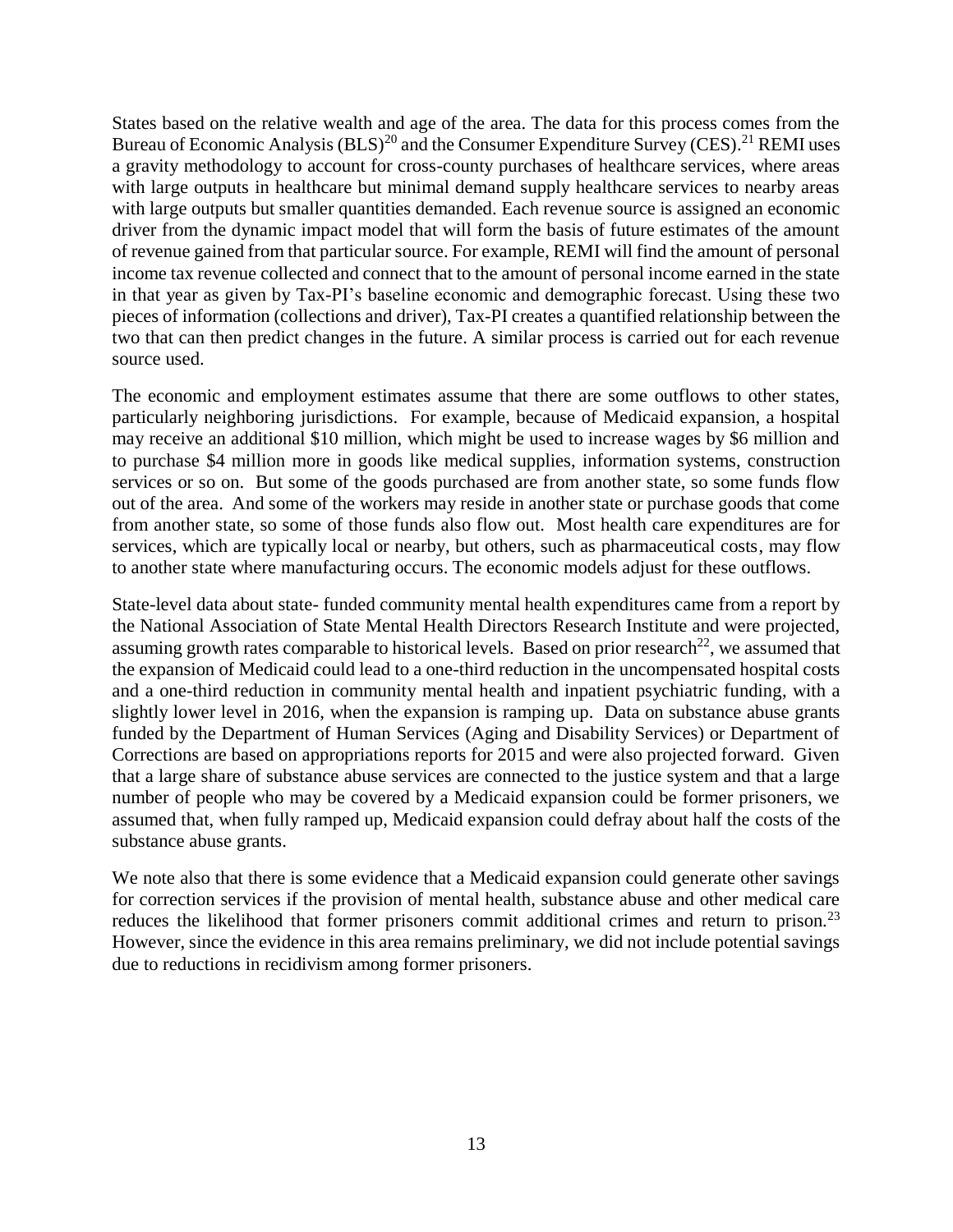States based on the relative wealth and age of the area. The data for this process comes from the Bureau of Economic Analysis (BLS)[20] and the Consumer Expenditure Survey (CES).[21] REMI uses a gravity methodology to account for cross-county purchases of healthcare services, where areas with large outputs in healthcare but minimal demand supply healthcare services to nearby areas with large outputs but smaller quantities demanded. Each revenue source is assigned an economic driver from the dynamic impact model that will form the basis of future estimates of the amount of revenue gained from that particular source. For example, REMI will find the amount of personal income tax revenue collected and connect that to the amount of personal income earned in the state in that year as given by Tax-PI's baseline economic and demographic forecast. Using these two pieces of information (collections and driver), Tax-PI creates a quantified relationship between the two that can then predict changes in the future. A similar process is carried out for each revenue source used.

The economic and employment estimates assume that there are some outflows to other states, particularly neighboring jurisdictions. For example, because of Medicaid expansion, a hospital may receive an additional $10 million, which might be used to increase wages by $6 million and to purchase $4 million more in goods like medical supplies, information systems, construction services or so on. But some of the goods purchased are from another state, so some funds flow out of the area. And some of the workers may reside in another state or purchase goods that come from another state, so some of those funds also flow out. Most health care expenditures are for services, which are typically local or nearby, but others, such as pharmaceutical costs, may flow to another state where manufacturing occurs. The economic models adjust for these outflows.

State-level data about state- funded community mental health expenditures came from a report by the National Association of State Mental Health Directors Research Institute and were projected, assuming growth rates comparable to historical levels. Based on prior research[22], we assumed that the expansion of Medicaid could lead to a one-third reduction in the uncompensated hospital costs and a one-third reduction in community mental health and inpatient psychiatric funding, with a slightly lower level in 2016, when the expansion is ramping up. Data on substance abuse grants funded by the Department of Human Services (Aging and Disability Services) or Department of Corrections are based on appropriations reports for 2015 and were also projected forward. Given that a large share of substance abuse services are connected to the justice system and that a large number of people who may be covered by a Medicaid expansion could be former prisoners, we assumed that, when fully ramped up, Medicaid expansion could defray about half the costs of the substance abuse grants.

We note also that there is some evidence that a Medicaid expansion could generate other savings for correction services if the provision of mental health, substance abuse and other medical care reduces the likelihood that former prisoners commit additional crimes and return to prison.[23] However, since the evidence in this area remains preliminary, we did not include potential savings due to reductions in recidivism among former prisoners.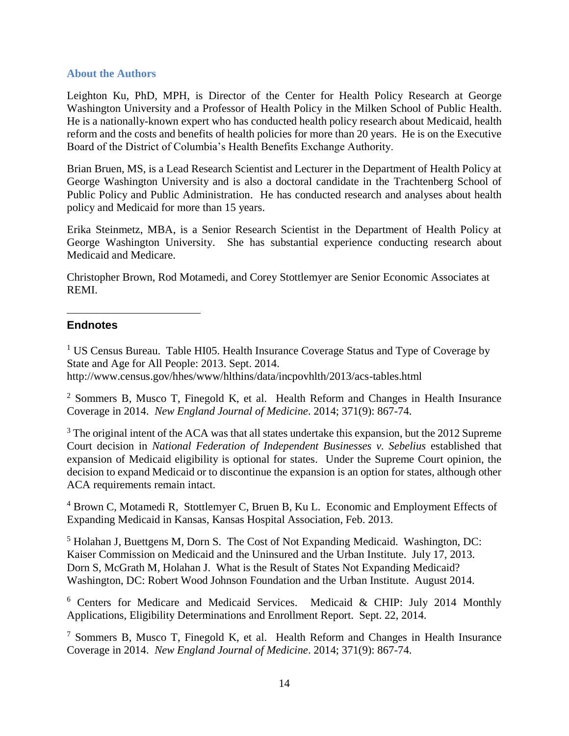## About the Authors

Leighton Ku, PhD, MPH, is Director of the Center for Health Policy Research at George Washington University and a Professor of Health Policy in the Milken School of Public Health. He is a nationally-known expert who has conducted health policy research about Medicaid, health reform and the costs and benefits of health policies for more than 20 years. He is on the Executive Board of the District of Columbia's Health Benefits Exchange Authority.

Brian Bruen, MS, is a Lead Research Scientist and Lecturer in the Department of Health Policy at George Washington University and is also a doctoral candidate in the Trachtenberg School of Public Policy and Public Administration. He has conducted research and analyses about health policy and Medicaid for more than 15 years.

Erika Steinmetz, MBA, is a Senior Research Scientist in the Department of Health Policy at George Washington University. She has substantial experience conducting research about Medicaid and Medicare.

Christopher Brown, Rod Motamedi, and Corey Stottlemyer are Senior Economic Associates at REMI.

---

## Endnotes

[1] US Census Bureau. Table HI05. Health Insurance Coverage Status and Type of Coverage by State and Age for All People: 2013. Sept. 2014. http://www.census.gov/hhes/www/hlthins/data/incpovhlth/2013/acs-tables.html

[2] Sommers B, Musco T, Finegold K, et al. Health Reform and Changes in Health Insurance Coverage in 2014. *New England Journal of Medicine*. 2014; 371(9): 867-74.

[3] The original intent of the ACA was that all states undertake this expansion, but the 2012 Supreme Court decision in *National Federation of Independent Businesses v. Sebelius* established that expansion of Medicaid eligibility is optional for states. Under the Supreme Court opinion, the decision to expand Medicaid or to discontinue the expansion is an option for states, although other ACA requirements remain intact.

[4] Brown C, Motamedi R, Stottlemyer C, Bruen B, Ku L. Economic and Employment Effects of Expanding Medicaid in Kansas, Kansas Hospital Association, Feb. 2013.

[5] Holahan J, Buettgens M, Dorn S. The Cost of Not Expanding Medicaid. Washington, DC: Kaiser Commission on Medicaid and the Uninsured and the Urban Institute. July 17, 2013. Dorn S, McGrath M, Holahan J. What is the Result of States Not Expanding Medicaid? Washington, DC: Robert Wood Johnson Foundation and the Urban Institute. August 2014.

[6] Centers for Medicare and Medicaid Services. Medicaid & CHIP: July 2014 Monthly Applications, Eligibility Determinations and Enrollment Report. Sept. 22, 2014.

[7] Sommers B, Musco T, Finegold K, et al. Health Reform and Changes in Health Insurance Coverage in 2014. *New England Journal of Medicine*. 2014; 371(9): 867-74.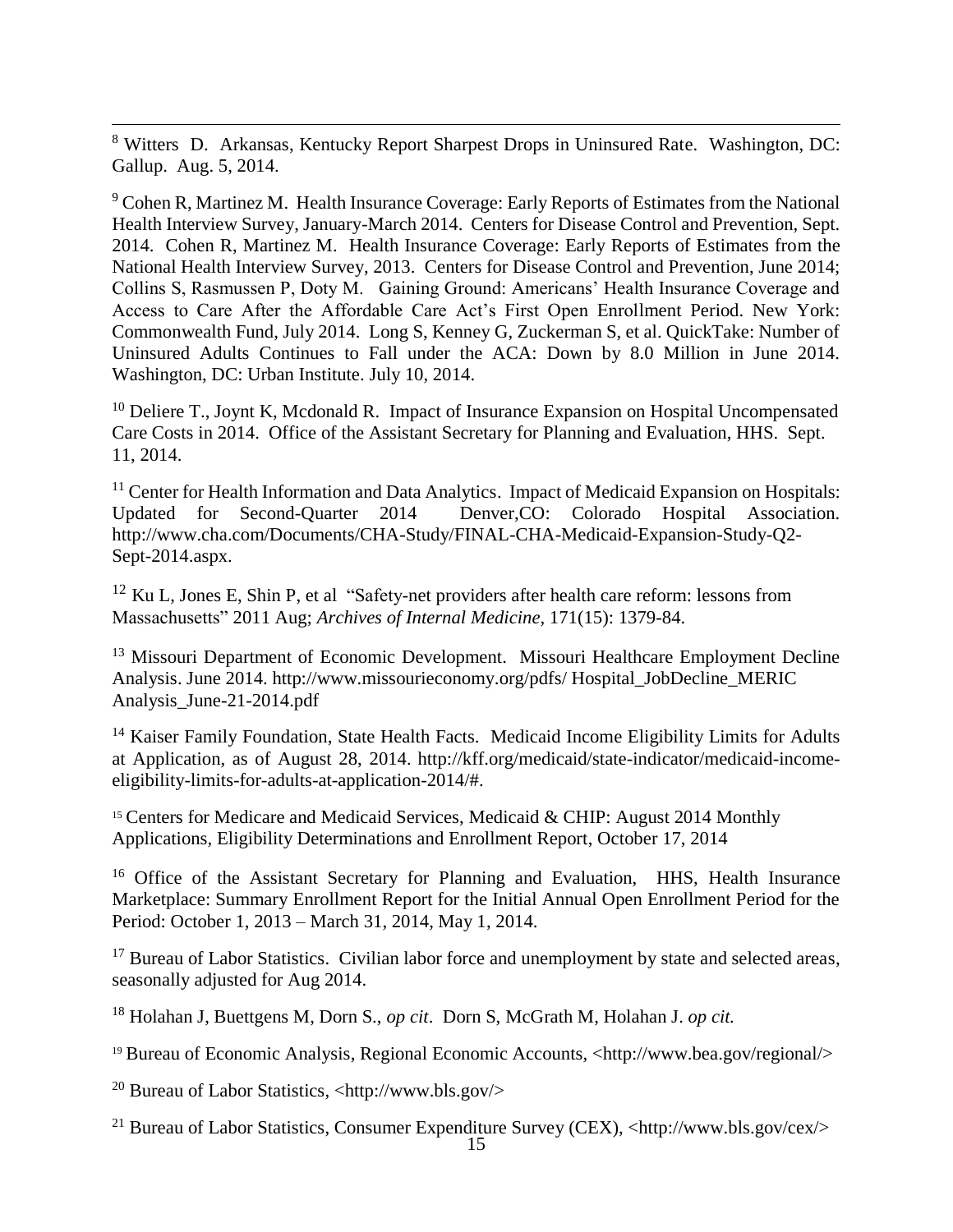[8] Witters D. Arkansas, Kentucky Report Sharpest Drops in Uninsured Rate. Washington, DC: Gallup. Aug. 5, 2014.

[9] Cohen R, Martinez M. Health Insurance Coverage: Early Reports of Estimates from the National Health Interview Survey, January-March 2014. Centers for Disease Control and Prevention, Sept. 2014. Cohen R, Martinez M. Health Insurance Coverage: Early Reports of Estimates from the National Health Interview Survey, 2013. Centers for Disease Control and Prevention, June 2014; Collins S, Rasmussen P, Doty M. Gaining Ground: Americans' Health Insurance Coverage and Access to Care After the Affordable Care Act's First Open Enrollment Period. New York: Commonwealth Fund, July 2014. Long S, Kenney G, Zuckerman S, et al. QuickTake: Number of Uninsured Adults Continues to Fall under the ACA: Down by 8.0 Million in June 2014. Washington, DC: Urban Institute. July 10, 2014.

[10] Deliere T., Joynt K, Mcdonald R. Impact of Insurance Expansion on Hospital Uncompensated Care Costs in 2014. Office of the Assistant Secretary for Planning and Evaluation, HHS. Sept. 11, 2014.

[11] Center for Health Information and Data Analytics. Impact of Medicaid Expansion on Hospitals: Updated for Second-Quarter 2014 Denver,CO: Colorado Hospital Association. http://www.cha.com/Documents/CHA-Study/FINAL-CHA-Medicaid-Expansion-Study-Q2-Sept-2014.aspx.

[12] Ku L, Jones E, Shin P, et al "Safety-net providers after health care reform: lessons from Massachusetts" 2011 Aug; *Archives of Internal Medicine*, 171(15): 1379-84.

[13] Missouri Department of Economic Development. Missouri Healthcare Employment Decline Analysis. June 2014. http://www.missourieconomy.org/pdfs/ Hospital_JobDecline_MERIC Analysis_June-21-2014.pdf

[14] Kaiser Family Foundation, State Health Facts. Medicaid Income Eligibility Limits for Adults at Application, as of August 28, 2014. http://kff.org/medicaid/state-indicator/medicaid-income-eligibility-limits-for-adults-at-application-2014/#.

[15] Centers for Medicare and Medicaid Services, Medicaid & CHIP: August 2014 Monthly Applications, Eligibility Determinations and Enrollment Report, October 17, 2014

[16] Office of the Assistant Secretary for Planning and Evaluation, HHS, Health Insurance Marketplace: Summary Enrollment Report for the Initial Annual Open Enrollment Period for the Period: October 1, 2013 – March 31, 2014, May 1, 2014.

[17] Bureau of Labor Statistics. Civilian labor force and unemployment by state and selected areas, seasonally adjusted for Aug 2014.

[18] Holahan J, Buettgens M, Dorn S., *op cit*. Dorn S, McGrath M, Holahan J. *op cit.*

[19] Bureau of Economic Analysis, Regional Economic Accounts, <http://www.bea.gov/regional/>

[20] Bureau of Labor Statistics, <http://www.bls.gov/>

[21] Bureau of Labor Statistics, Consumer Expenditure Survey (CEX), <http://www.bls.gov/cex/>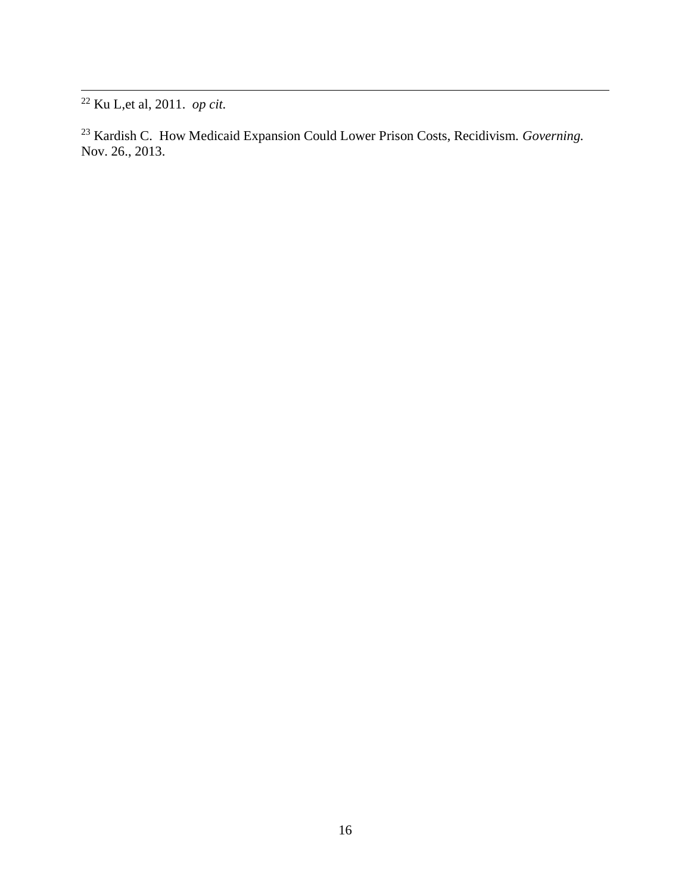[22] Ku L,et al, 2011. *op cit.*

[23] Kardish C. How Medicaid Expansion Could Lower Prison Costs, Recidivism. *Governing.* Nov. 26., 2013.